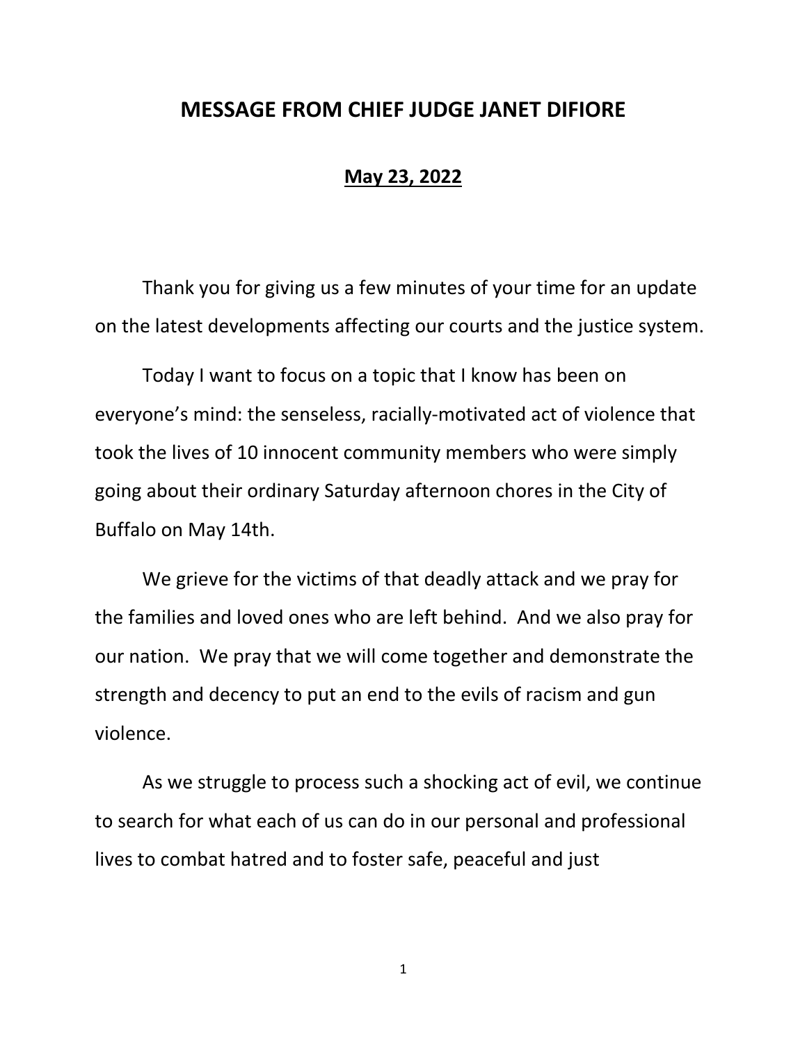# MESSAGE FROM CHIEF JUDGE JANET DIFIORE

**May 23, 2022**

Thank you for giving us a few minutes of your time for an update on the latest developments affecting our courts and the justice system.

Today I want to focus on a topic that I know has been on everyone's mind: the senseless, racially-motivated act of violence that took the lives of 10 innocent community members who were simply going about their ordinary Saturday afternoon chores in the City of Buffalo on May 14th.

We grieve for the victims of that deadly attack and we pray for the families and loved ones who are left behind. And we also pray for our nation. We pray that we will come together and demonstrate the strength and decency to put an end to the evils of racism and gun violence.

As we struggle to process such a shocking act of evil, we continue to search for what each of us can do in our personal and professional lives to combat hatred and to foster safe, peaceful and just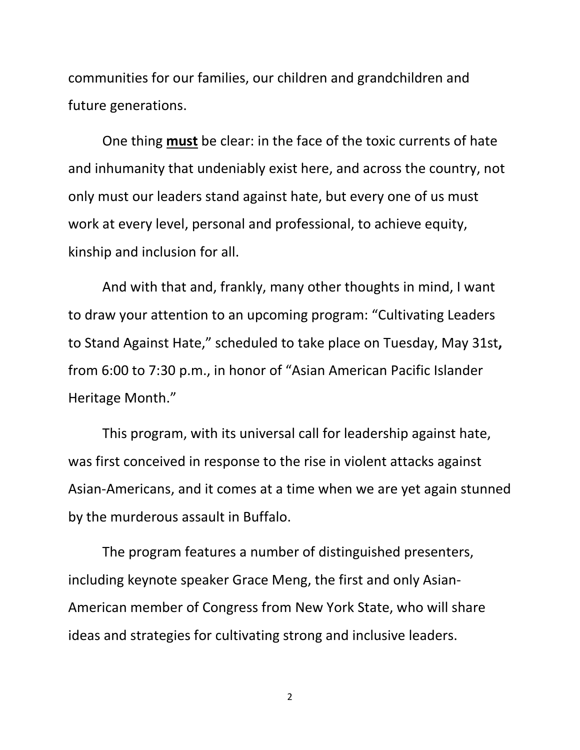communities for our families, our children and grandchildren and future generations.

One thing **must** be clear: in the face of the toxic currents of hate and inhumanity that undeniably exist here, and across the country, not only must our leaders stand against hate, but every one of us must work at every level, personal and professional, to achieve equity, kinship and inclusion for all.

And with that and, frankly, many other thoughts in mind, I want to draw your attention to an upcoming program: "Cultivating Leaders to Stand Against Hate," scheduled to take place on Tuesday, May 31st**,** from 6:00 to 7:30 p.m., in honor of "Asian American Pacific Islander Heritage Month."

This program, with its universal call for leadership against hate, was first conceived in response to the rise in violent attacks against Asian-Americans, and it comes at a time when we are yet again stunned by the murderous assault in Buffalo.

The program features a number of distinguished presenters, including keynote speaker Grace Meng, the first and only Asian-American member of Congress from New York State, who will share ideas and strategies for cultivating strong and inclusive leaders.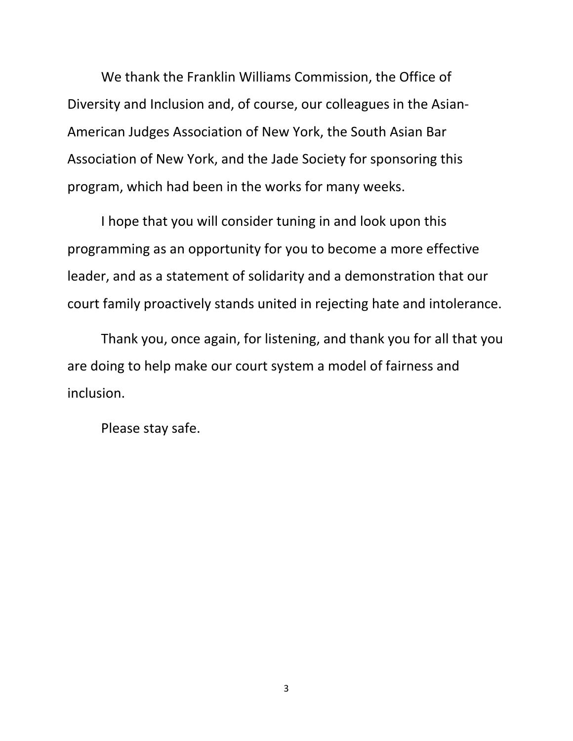We thank the Franklin Williams Commission, the Office of Diversity and Inclusion and, of course, our colleagues in the Asian-American Judges Association of New York, the South Asian Bar Association of New York, and the Jade Society for sponsoring this program, which had been in the works for many weeks.

I hope that you will consider tuning in and look upon this programming as an opportunity for you to become a more effective leader, and as a statement of solidarity and a demonstration that our court family proactively stands united in rejecting hate and intolerance.

Thank you, once again, for listening, and thank you for all that you are doing to help make our court system a model of fairness and inclusion.

Please stay safe.